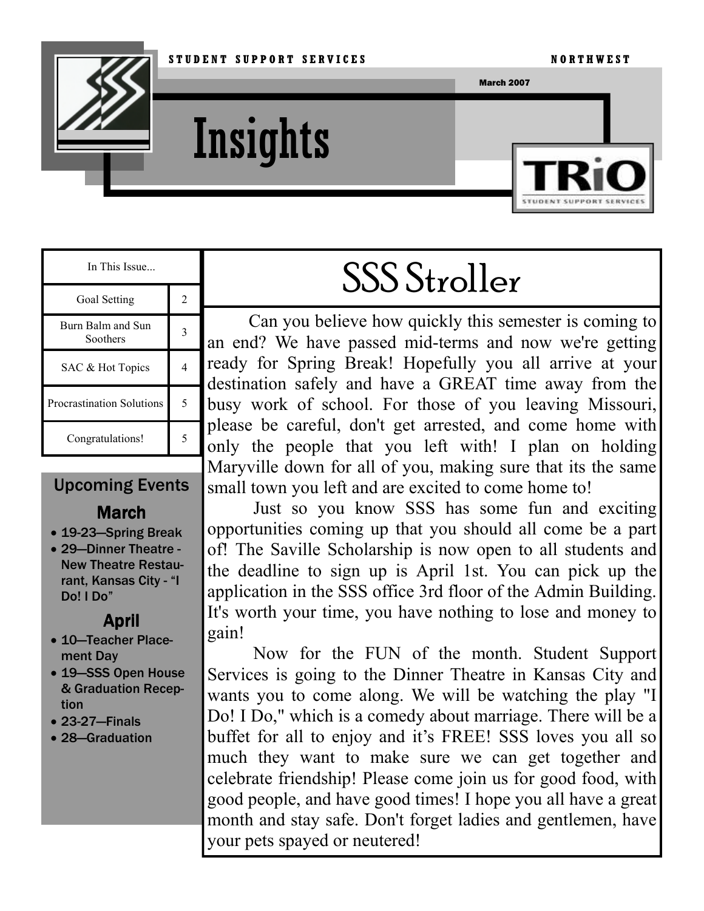STUDENT SUPPORT SERVICES — NORTHWEST

March 2007

# Insights

TRiO Student Support Services

| In This Issue... | |
|---|---|
| Goal Setting | 2 |
| Burn Balm and Sun Soothers | 3 |
| SAC & Hot Topics | 4 |
| Procrastination Solutions | 5 |
| Congratulations! | 5 |

## Upcoming Events

### March

- 19-23—Spring Break
- 29—Dinner Theatre - New Theatre Restaurant, Kansas City - "I Do! I Do"

### April

- 10—Teacher Placement Day
- 19—SSS Open House & Graduation Reception
- 23-27—Finals
- 28—Graduation

## SSS Stroller

Can you believe how quickly this semester is coming to an end? We have passed mid-terms and now we're getting ready for Spring Break! Hopefully you all arrive at your destination safely and have a GREAT time away from the busy work of school. For those of you leaving Missouri, please be careful, don't get arrested, and come home with only the people that you left with! I plan on holding Maryville down for all of you, making sure that its the same small town you left and are excited to come home to!

Just so you know SSS has some fun and exciting opportunities coming up that you should all come be a part of! The Saville Scholarship is now open to all students and the deadline to sign up is April 1st. You can pick up the application in the SSS office 3rd floor of the Admin Building. It's worth your time, you have nothing to lose and money to gain!

Now for the FUN of the month. Student Support Services is going to the Dinner Theatre in Kansas City and wants you to come along. We will be watching the play "I Do! I Do," which is a comedy about marriage. There will be a buffet for all to enjoy and it's FREE! SSS loves you all so much they want to make sure we can get together and celebrate friendship! Please come join us for good food, with good people, and have good times! I hope you all have a great month and stay safe. Don't forget ladies and gentlemen, have your pets spayed or neutered!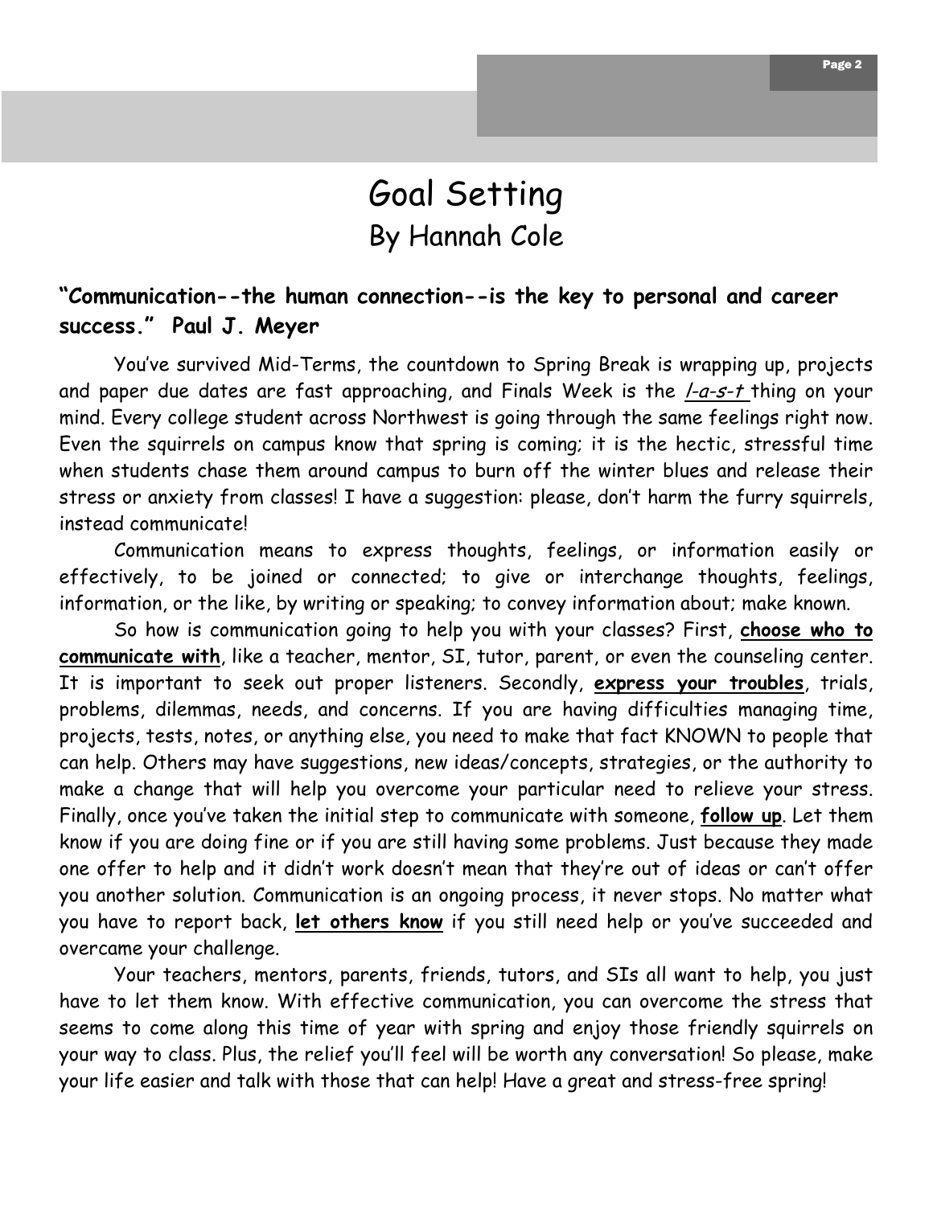# Goal Setting

## By Hannah Cole

**"Communication--the human connection--is the key to personal and career success." Paul J. Meyer**

You've survived Mid-Terms, the countdown to Spring Break is wrapping up, projects and paper due dates are fast approaching, and Finals Week is the *l-a-s-t* thing on your mind. Every college student across Northwest is going through the same feelings right now. Even the squirrels on campus know that spring is coming; it is the hectic, stressful time when students chase them around campus to burn off the winter blues and release their stress or anxiety from classes! I have a suggestion: please, don't harm the furry squirrels, instead communicate!

Communication means to express thoughts, feelings, or information easily or effectively, to be joined or connected; to give or interchange thoughts, feelings, information, or the like, by writing or speaking; to convey information about; make known.

So how is communication going to help you with your classes? First, **choose who to communicate with**, like a teacher, mentor, SI, tutor, parent, or even the counseling center. It is important to seek out proper listeners. Secondly, **express your troubles**, trials, problems, dilemmas, needs, and concerns. If you are having difficulties managing time, projects, tests, notes, or anything else, you need to make that fact KNOWN to people that can help. Others may have suggestions, new ideas/concepts, strategies, or the authority to make a change that will help you overcome your particular need to relieve your stress. Finally, once you've taken the initial step to communicate with someone, **follow up**. Let them know if you are doing fine or if you are still having some problems. Just because they made one offer to help and it didn't work doesn't mean that they're out of ideas or can't offer you another solution. Communication is an ongoing process, it never stops. No matter what you have to report back, **let others know** if you still need help or you've succeeded and overcame your challenge.

Your teachers, mentors, parents, friends, tutors, and SIs all want to help, you just have to let them know. With effective communication, you can overcome the stress that seems to come along this time of year with spring and enjoy those friendly squirrels on your way to class. Plus, the relief you'll feel will be worth any conversation! So please, make your life easier and talk with those that can help! Have a great and stress-free spring!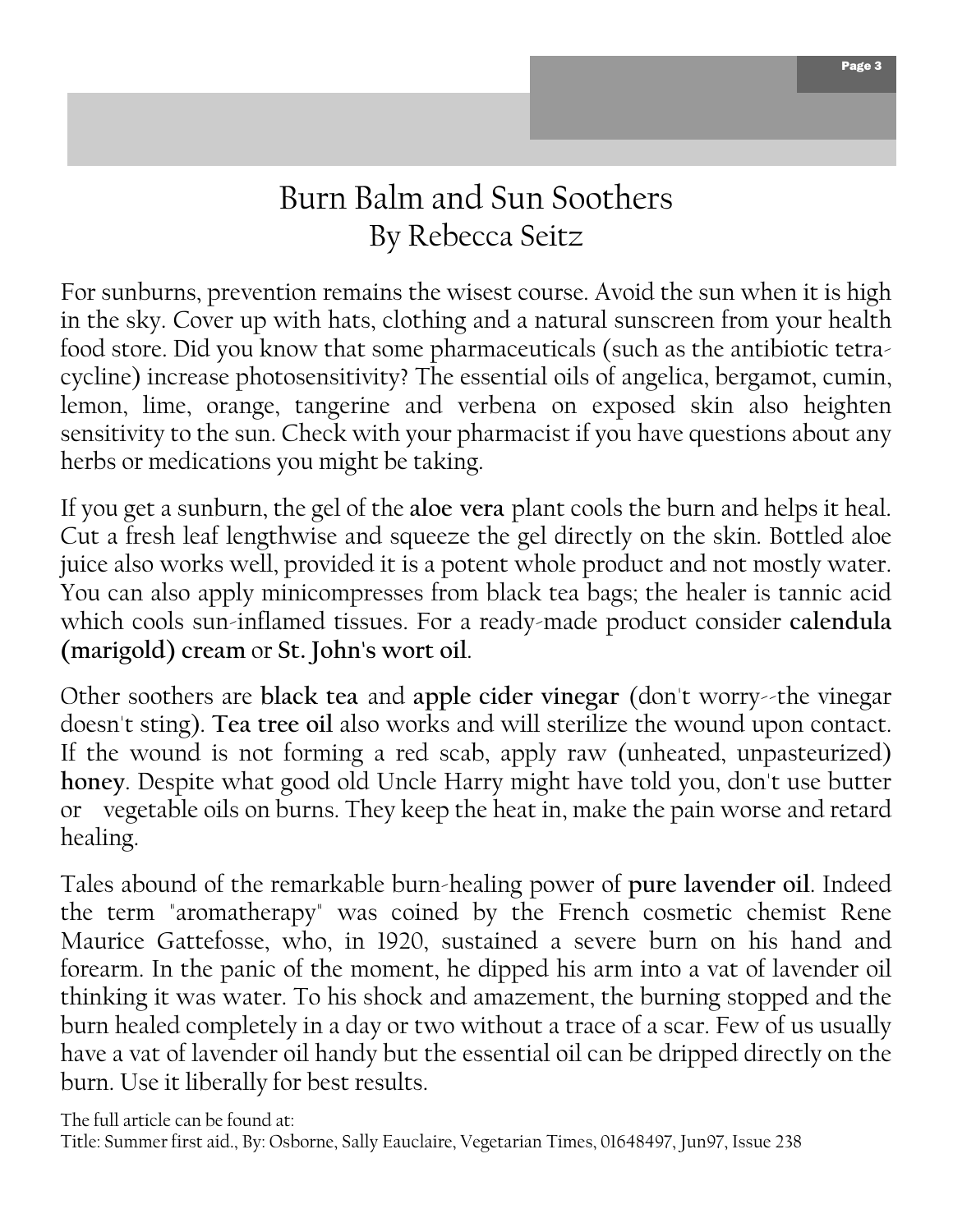# Burn Balm and Sun Soothers

## By Rebecca Seitz

For sunburns, prevention remains the wisest course. Avoid the sun when it is high in the sky. Cover up with hats, clothing and a natural sunscreen from your health food store. Did you know that some pharmaceuticals (such as the antibiotic tetracycline) increase photosensitivity? The essential oils of angelica, bergamot, cumin, lemon, lime, orange, tangerine and verbena on exposed skin also heighten sensitivity to the sun. Check with your pharmacist if you have questions about any herbs or medications you might be taking.

If you get a sunburn, the gel of the **aloe vera** plant cools the burn and helps it heal. Cut a fresh leaf lengthwise and squeeze the gel directly on the skin. Bottled aloe juice also works well, provided it is a potent whole product and not mostly water. You can also apply minicompresses from black tea bags; the healer is tannic acid which cools sun-inflamed tissues. For a ready-made product consider **calendula (marigold) cream** or **St. John's wort oil**.

Other soothers are **black tea** and **apple cider vinegar** (don't worry--the vinegar doesn't sting). **Tea tree oil** also works and will sterilize the wound upon contact. If the wound is not forming a red scab, apply raw (unheated, unpasteurized) **honey**. Despite what good old Uncle Harry might have told you, don't use butter or vegetable oils on burns. They keep the heat in, make the pain worse and retard healing.

Tales abound of the remarkable burn-healing power of **pure lavender oil**. Indeed the term "aromatherapy" was coined by the French cosmetic chemist Rene Maurice Gattefosse, who, in 1920, sustained a severe burn on his hand and forearm. In the panic of the moment, he dipped his arm into a vat of lavender oil thinking it was water. To his shock and amazement, the burning stopped and the burn healed completely in a day or two without a trace of a scar. Few of us usually have a vat of lavender oil handy but the essential oil can be dripped directly on the burn. Use it liberally for best results.

The full article can be found at:
Title: Summer first aid., By: Osborne, Sally Eauclaire, Vegetarian Times, 01648497, Jun97, Issue 238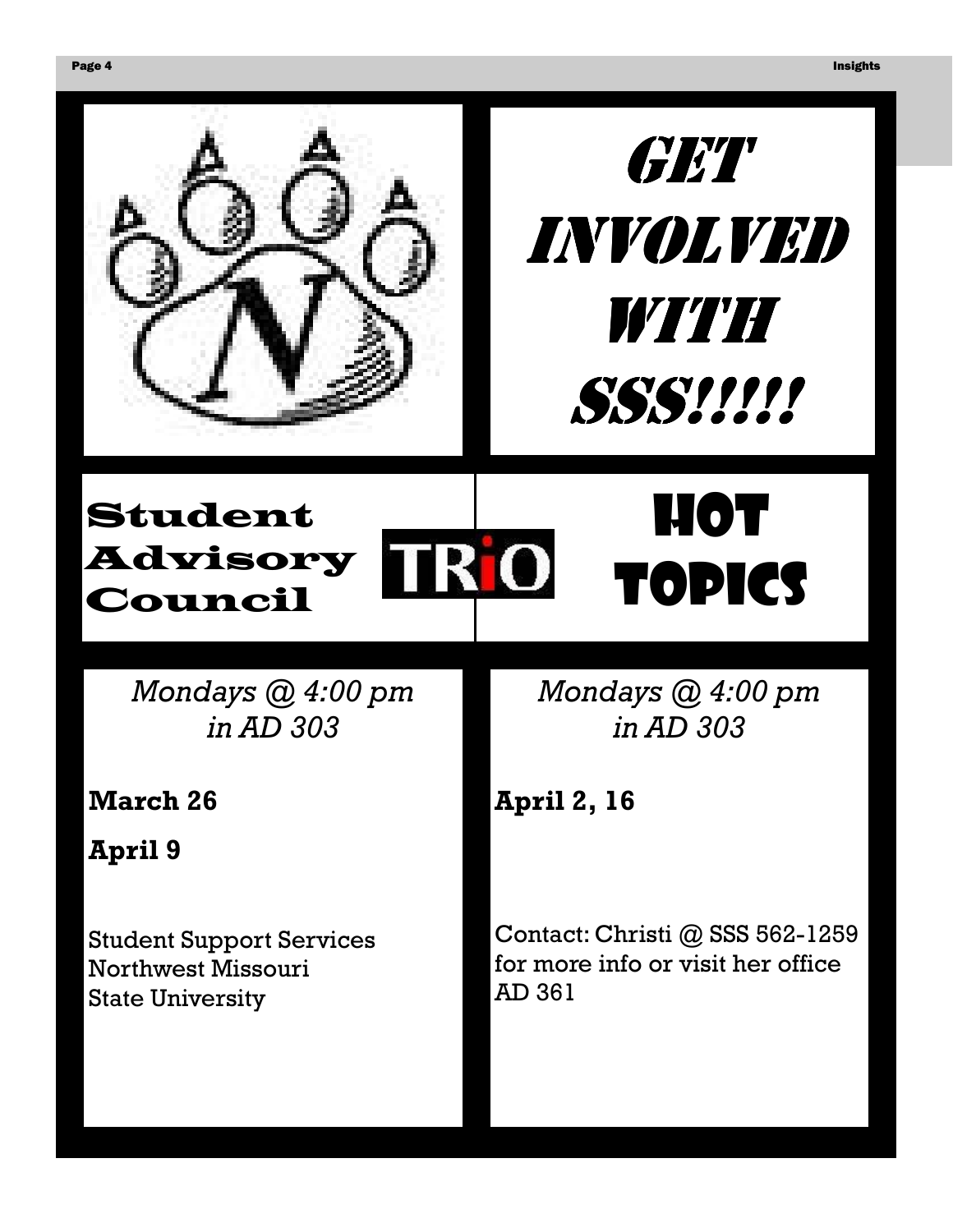# GET INVOLVED WITH SSS!!!!!

## Student Advisory Council

TRiO

*Mondays @ 4:00 pm in AD 303*

**March 26**

**April 9**

Student Support Services
Northwest Missouri
State University

## HOT TOPICS

*Mondays @ 4:00 pm in AD 303*

**April 2, 16**

Contact: Christi @ SSS 562-1259 for more info or visit her office AD 361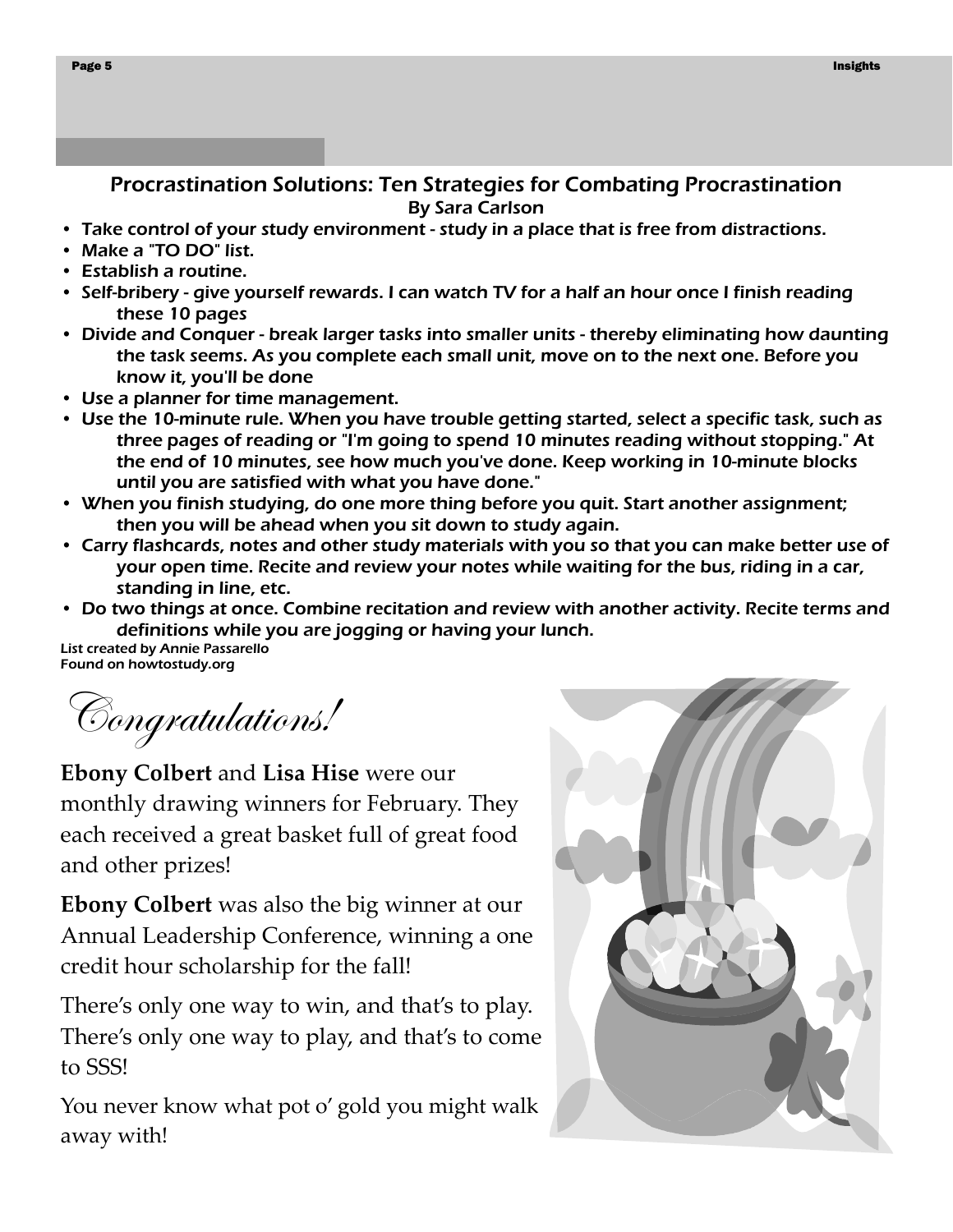## Procrastination Solutions: Ten Strategies for Combating Procrastination

By Sara Carlson

- Take control of your study environment - study in a place that is free from distractions.
- Make a "TO DO" list.
- Establish a routine.
- Self-bribery - give yourself rewards. I can watch TV for a half an hour once I finish reading these 10 pages
- Divide and Conquer - break larger tasks into smaller units - thereby eliminating how daunting the task seems. As you complete each small unit, move on to the next one. Before you know it, you'll be done
- Use a planner for time management.
- Use the 10-minute rule. When you have trouble getting started, select a specific task, such as three pages of reading or "I'm going to spend 10 minutes reading without stopping." At the end of 10 minutes, see how much you've done. Keep working in 10-minute blocks until you are satisfied with what you have done."
- When you finish studying, do one more thing before you quit. Start another assignment; then you will be ahead when you sit down to study again.
- Carry flashcards, notes and other study materials with you so that you can make better use of your open time. Recite and review your notes while waiting for the bus, riding in a car, standing in line, etc.
- Do two things at once. Combine recitation and review with another activity. Recite terms and definitions while you are jogging or having your lunch.

List created by Annie Passarello
Found on howtostudy.org

## *Congratulations!*

**Ebony Colbert** and **Lisa Hise** were our monthly drawing winners for February. They each received a great basket full of great food and other prizes!

**Ebony Colbert** was also the big winner at our Annual Leadership Conference, winning a one credit hour scholarship for the fall!

There's only one way to win, and that's to play. There's only one way to play, and that's to come to SSS!

You never know what pot o' gold you might walk away with!